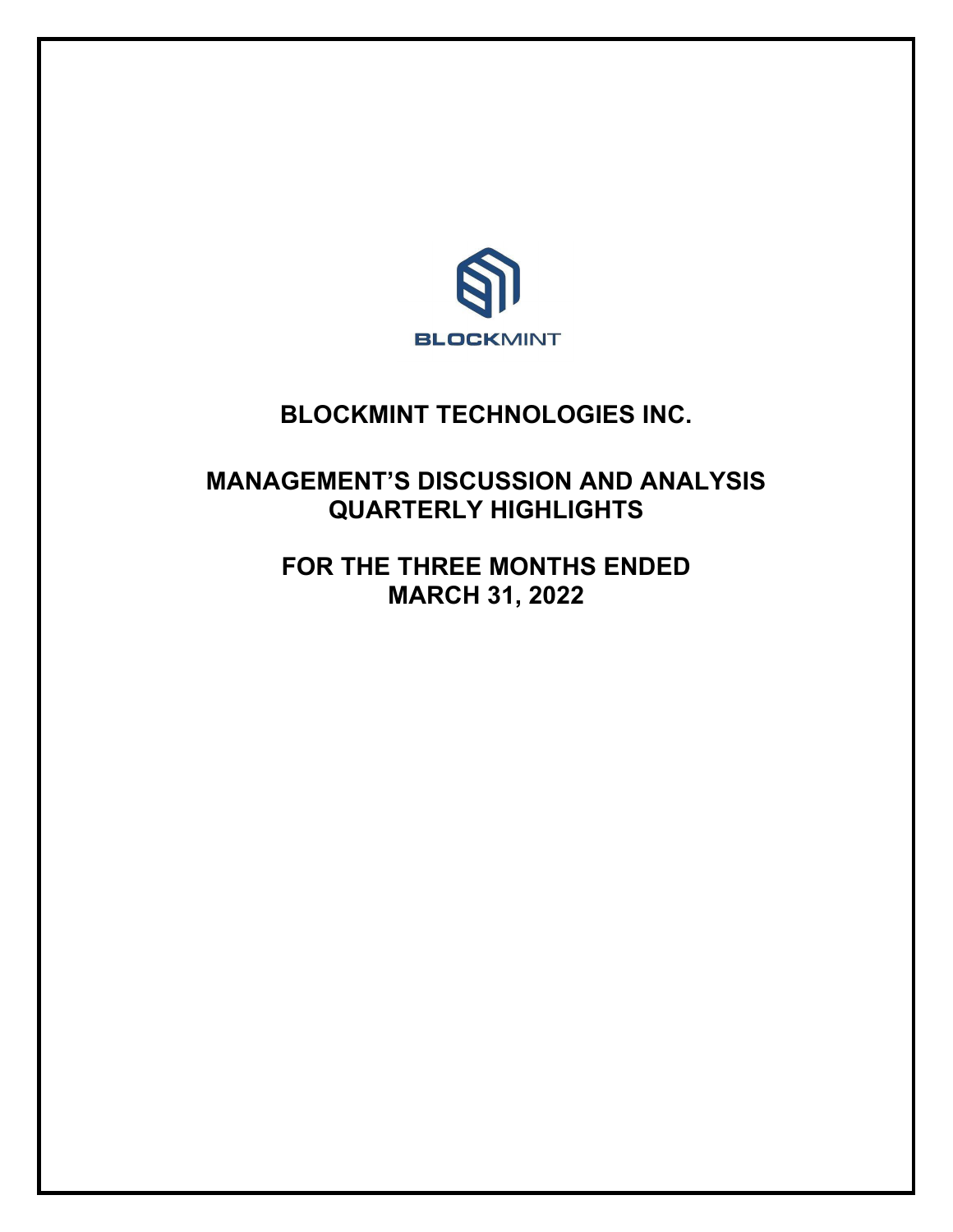BLOCKMINT

# BLOCKMINT TECHNOLOGIES INC.

## MANAGEMENT'S DISCUSSION AND ANALYSIS QUARTERLY HIGHLIGHTS

## FOR THE THREE MONTHS ENDED MARCH 31, 2022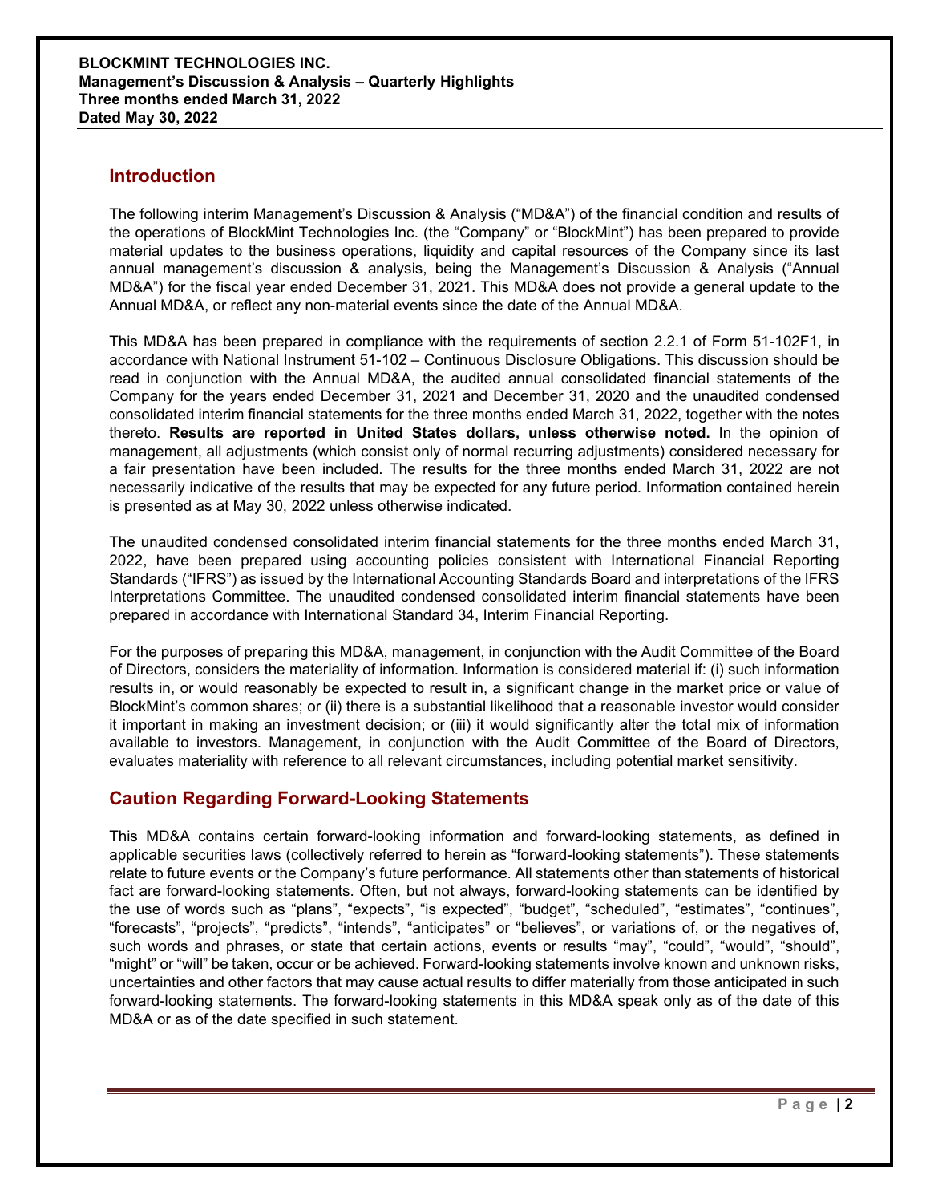**BLOCKMINT TECHNOLOGIES INC.**
**Management's Discussion & Analysis – Quarterly Highlights**
**Three months ended March 31, 2022**
**Dated May 30, 2022**

## Introduction

The following interim Management's Discussion & Analysis ("MD&A") of the financial condition and results of the operations of BlockMint Technologies Inc. (the "Company" or "BlockMint") has been prepared to provide material updates to the business operations, liquidity and capital resources of the Company since its last annual management's discussion & analysis, being the Management's Discussion & Analysis ("Annual MD&A") for the fiscal year ended December 31, 2021. This MD&A does not provide a general update to the Annual MD&A, or reflect any non-material events since the date of the Annual MD&A.

This MD&A has been prepared in compliance with the requirements of section 2.2.1 of Form 51-102F1, in accordance with National Instrument 51-102 – Continuous Disclosure Obligations. This discussion should be read in conjunction with the Annual MD&A, the audited annual consolidated financial statements of the Company for the years ended December 31, 2021 and December 31, 2020 and the unaudited condensed consolidated interim financial statements for the three months ended March 31, 2022, together with the notes thereto. **Results are reported in United States dollars, unless otherwise noted.** In the opinion of management, all adjustments (which consist only of normal recurring adjustments) considered necessary for a fair presentation have been included. The results for the three months ended March 31, 2022 are not necessarily indicative of the results that may be expected for any future period. Information contained herein is presented as at May 30, 2022 unless otherwise indicated.

The unaudited condensed consolidated interim financial statements for the three months ended March 31, 2022, have been prepared using accounting policies consistent with International Financial Reporting Standards ("IFRS") as issued by the International Accounting Standards Board and interpretations of the IFRS Interpretations Committee. The unaudited condensed consolidated interim financial statements have been prepared in accordance with International Standard 34, Interim Financial Reporting.

For the purposes of preparing this MD&A, management, in conjunction with the Audit Committee of the Board of Directors, considers the materiality of information. Information is considered material if: (i) such information results in, or would reasonably be expected to result in, a significant change in the market price or value of BlockMint's common shares; or (ii) there is a substantial likelihood that a reasonable investor would consider it important in making an investment decision; or (iii) it would significantly alter the total mix of information available to investors. Management, in conjunction with the Audit Committee of the Board of Directors, evaluates materiality with reference to all relevant circumstances, including potential market sensitivity.

## Caution Regarding Forward-Looking Statements

This MD&A contains certain forward-looking information and forward-looking statements, as defined in applicable securities laws (collectively referred to herein as "forward-looking statements"). These statements relate to future events or the Company's future performance. All statements other than statements of historical fact are forward-looking statements. Often, but not always, forward-looking statements can be identified by the use of words such as "plans", "expects", "is expected", "budget", "scheduled", "estimates", "continues", "forecasts", "projects", "predicts", "intends", "anticipates" or "believes", or variations of, or the negatives of, such words and phrases, or state that certain actions, events or results "may", "could", "would", "should", "might" or "will" be taken, occur or be achieved. Forward-looking statements involve known and unknown risks, uncertainties and other factors that may cause actual results to differ materially from those anticipated in such forward-looking statements. The forward-looking statements in this MD&A speak only as of the date of this MD&A or as of the date specified in such statement.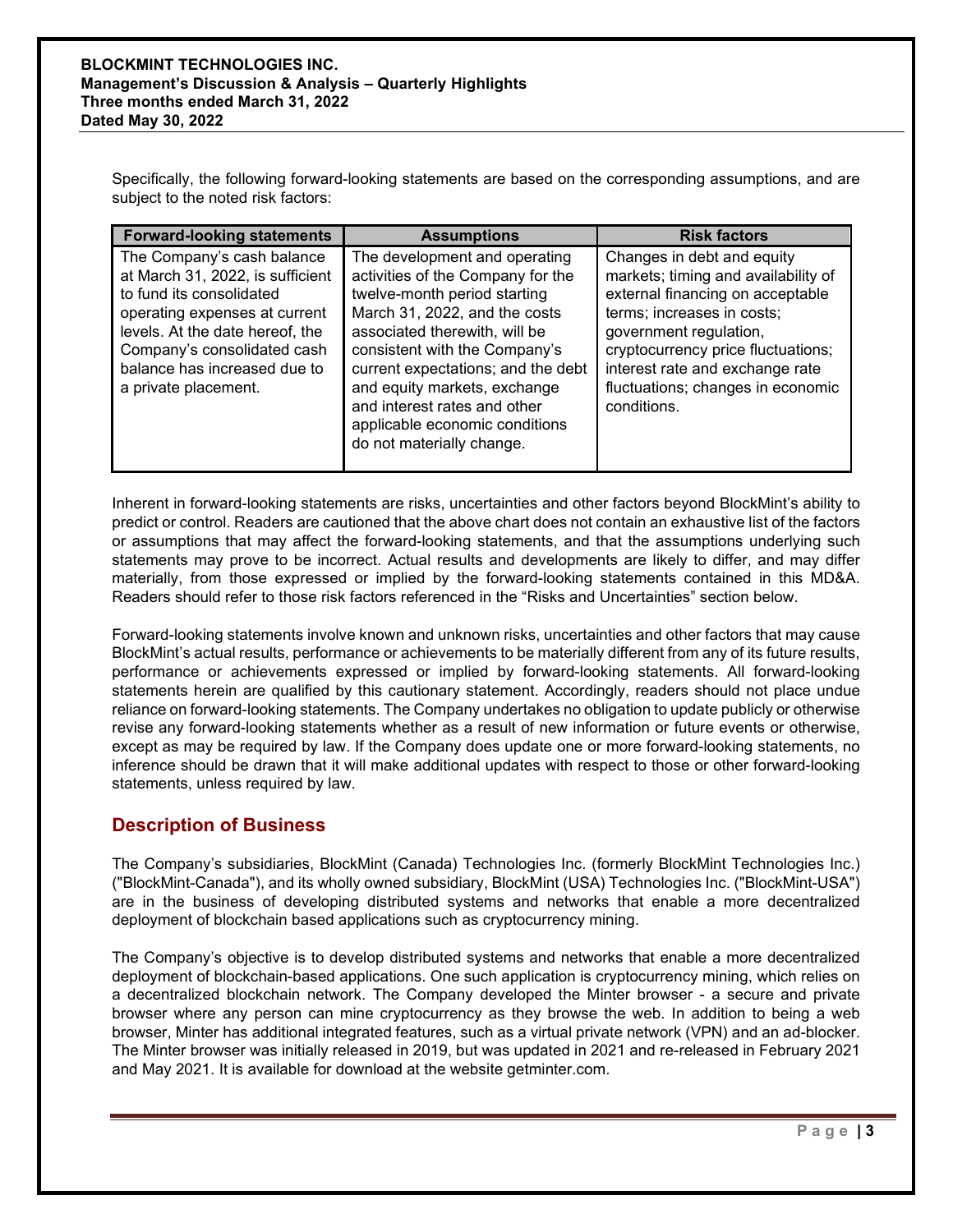Specifically, the following forward-looking statements are based on the corresponding assumptions, and are subject to the noted risk factors:

| Forward-looking statements | Assumptions | Risk factors |
|---|---|---|
| The Company's cash balance at March 31, 2022, is sufficient to fund its consolidated operating expenses at current levels. At the date hereof, the Company's consolidated cash balance has increased due to a private placement. | The development and operating activities of the Company for the twelve-month period starting March 31, 2022, and the costs associated therewith, will be consistent with the Company's current expectations; and the debt and equity markets, exchange and interest rates and other applicable economic conditions do not materially change. | Changes in debt and equity markets; timing and availability of external financing on acceptable terms; increases in costs; government regulation, cryptocurrency price fluctuations; interest rate and exchange rate fluctuations; changes in economic conditions. |

Inherent in forward-looking statements are risks, uncertainties and other factors beyond BlockMint's ability to predict or control. Readers are cautioned that the above chart does not contain an exhaustive list of the factors or assumptions that may affect the forward-looking statements, and that the assumptions underlying such statements may prove to be incorrect. Actual results and developments are likely to differ, and may differ materially, from those expressed or implied by the forward-looking statements contained in this MD&A. Readers should refer to those risk factors referenced in the "Risks and Uncertainties" section below.

Forward-looking statements involve known and unknown risks, uncertainties and other factors that may cause BlockMint's actual results, performance or achievements to be materially different from any of its future results, performance or achievements expressed or implied by forward-looking statements. All forward-looking statements herein are qualified by this cautionary statement. Accordingly, readers should not place undue reliance on forward-looking statements. The Company undertakes no obligation to update publicly or otherwise revise any forward-looking statements whether as a result of new information or future events or otherwise, except as may be required by law. If the Company does update one or more forward-looking statements, no inference should be drawn that it will make additional updates with respect to those or other forward-looking statements, unless required by law.

## Description of Business

The Company's subsidiaries, BlockMint (Canada) Technologies Inc. (formerly BlockMint Technologies Inc.) ("BlockMint-Canada"), and its wholly owned subsidiary, BlockMint (USA) Technologies Inc. ("BlockMint-USA") are in the business of developing distributed systems and networks that enable a more decentralized deployment of blockchain based applications such as cryptocurrency mining.

The Company's objective is to develop distributed systems and networks that enable a more decentralized deployment of blockchain-based applications. One such application is cryptocurrency mining, which relies on a decentralized blockchain network. The Company developed the Minter browser - a secure and private browser where any person can mine cryptocurrency as they browse the web. In addition to being a web browser, Minter has additional integrated features, such as a virtual private network (VPN) and an ad-blocker. The Minter browser was initially released in 2019, but was updated in 2021 and re-released in February 2021 and May 2021. It is available for download at the website getminter.com.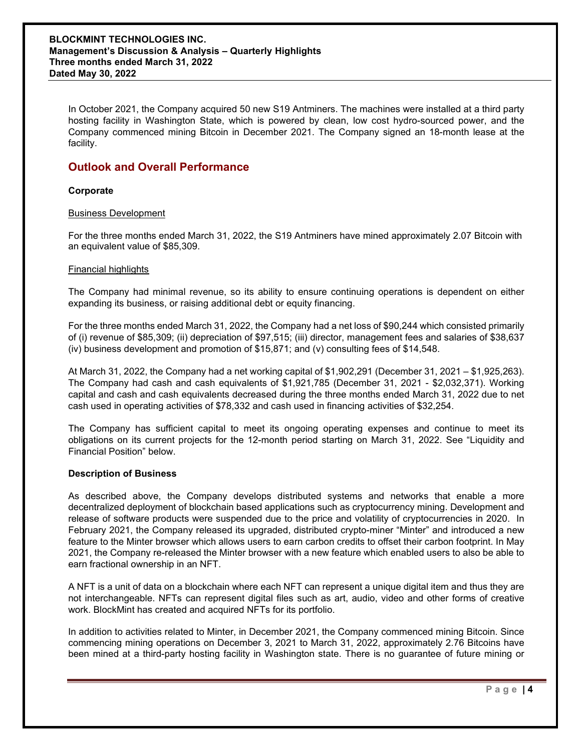In October 2021, the Company acquired 50 new S19 Antminers. The machines were installed at a third party hosting facility in Washington State, which is powered by clean, low cost hydro-sourced power, and the Company commenced mining Bitcoin in December 2021. The Company signed an 18-month lease at the facility.

## Outlook and Overall Performance

**Corporate**

Business Development

For the three months ended March 31, 2022, the S19 Antminers have mined approximately 2.07 Bitcoin with an equivalent value of $85,309.

Financial highlights

The Company had minimal revenue, so its ability to ensure continuing operations is dependent on either expanding its business, or raising additional debt or equity financing.

For the three months ended March 31, 2022, the Company had a net loss of $90,244 which consisted primarily of (i) revenue of $85,309; (ii) depreciation of $97,515; (iii) director, management fees and salaries of $38,637 (iv) business development and promotion of $15,871; and (v) consulting fees of $14,548.

At March 31, 2022, the Company had a net working capital of $1,902,291 (December 31, 2021 – $1,925,263). The Company had cash and cash equivalents of $1,921,785 (December 31, 2021 - $2,032,371). Working capital and cash and cash equivalents decreased during the three months ended March 31, 2022 due to net cash used in operating activities of $78,332 and cash used in financing activities of $32,254.

The Company has sufficient capital to meet its ongoing operating expenses and continue to meet its obligations on its current projects for the 12-month period starting on March 31, 2022. See "Liquidity and Financial Position" below.

**Description of Business**

As described above, the Company develops distributed systems and networks that enable a more decentralized deployment of blockchain based applications such as cryptocurrency mining. Development and release of software products were suspended due to the price and volatility of cryptocurrencies in 2020. In February 2021, the Company released its upgraded, distributed crypto-miner "Minter" and introduced a new feature to the Minter browser which allows users to earn carbon credits to offset their carbon footprint. In May 2021, the Company re-released the Minter browser with a new feature which enabled users to also be able to earn fractional ownership in an NFT.

A NFT is a unit of data on a blockchain where each NFT can represent a unique digital item and thus they are not interchangeable. NFTs can represent digital files such as art, audio, video and other forms of creative work. BlockMint has created and acquired NFTs for its portfolio.

In addition to activities related to Minter, in December 2021, the Company commenced mining Bitcoin. Since commencing mining operations on December 3, 2021 to March 31, 2022, approximately 2.76 Bitcoins have been mined at a third-party hosting facility in Washington state. There is no guarantee of future mining or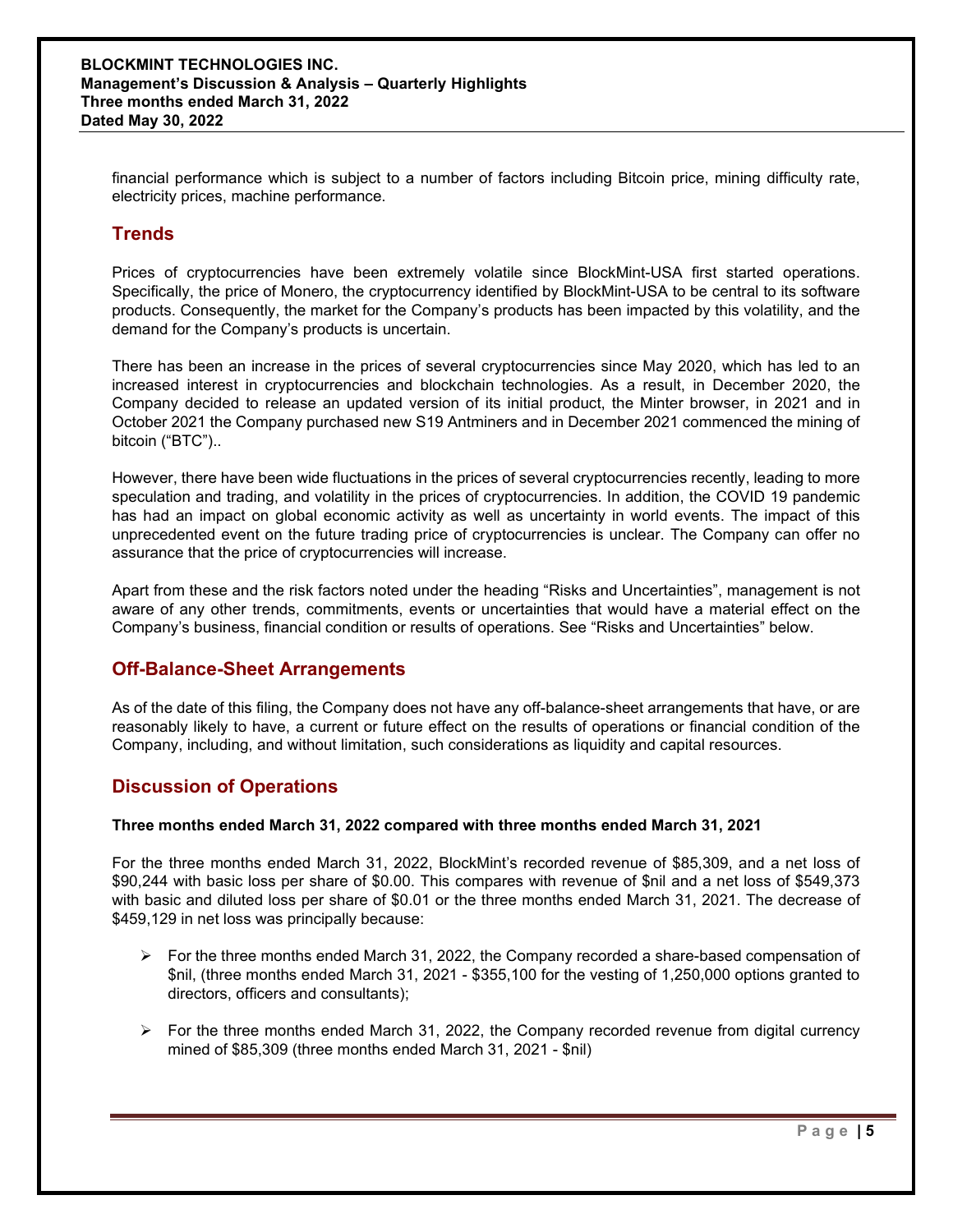financial performance which is subject to a number of factors including Bitcoin price, mining difficulty rate, electricity prices, machine performance.

## Trends

Prices of cryptocurrencies have been extremely volatile since BlockMint-USA first started operations. Specifically, the price of Monero, the cryptocurrency identified by BlockMint-USA to be central to its software products. Consequently, the market for the Company's products has been impacted by this volatility, and the demand for the Company's products is uncertain.

There has been an increase in the prices of several cryptocurrencies since May 2020, which has led to an increased interest in cryptocurrencies and blockchain technologies. As a result, in December 2020, the Company decided to release an updated version of its initial product, the Minter browser, in 2021 and in October 2021 the Company purchased new S19 Antminers and in December 2021 commenced the mining of bitcoin ("BTC")..

However, there have been wide fluctuations in the prices of several cryptocurrencies recently, leading to more speculation and trading, and volatility in the prices of cryptocurrencies. In addition, the COVID 19 pandemic has had an impact on global economic activity as well as uncertainty in world events. The impact of this unprecedented event on the future trading price of cryptocurrencies is unclear. The Company can offer no assurance that the price of cryptocurrencies will increase.

Apart from these and the risk factors noted under the heading "Risks and Uncertainties", management is not aware of any other trends, commitments, events or uncertainties that would have a material effect on the Company's business, financial condition or results of operations. See "Risks and Uncertainties" below.

## Off-Balance-Sheet Arrangements

As of the date of this filing, the Company does not have any off-balance-sheet arrangements that have, or are reasonably likely to have, a current or future effect on the results of operations or financial condition of the Company, including, and without limitation, such considerations as liquidity and capital resources.

## Discussion of Operations

**Three months ended March 31, 2022 compared with three months ended March 31, 2021**

For the three months ended March 31, 2022, BlockMint's recorded revenue of $85,309, and a net loss of $90,244 with basic loss per share of $0.00. This compares with revenue of $nil and a net loss of $549,373 with basic and diluted loss per share of $0.01 or the three months ended March 31, 2021. The decrease of $459,129 in net loss was principally because:

- For the three months ended March 31, 2022, the Company recorded a share-based compensation of $nil, (three months ended March 31, 2021 - $355,100 for the vesting of 1,250,000 options granted to directors, officers and consultants);
- For the three months ended March 31, 2022, the Company recorded revenue from digital currency mined of $85,309 (three months ended March 31, 2021 - $nil)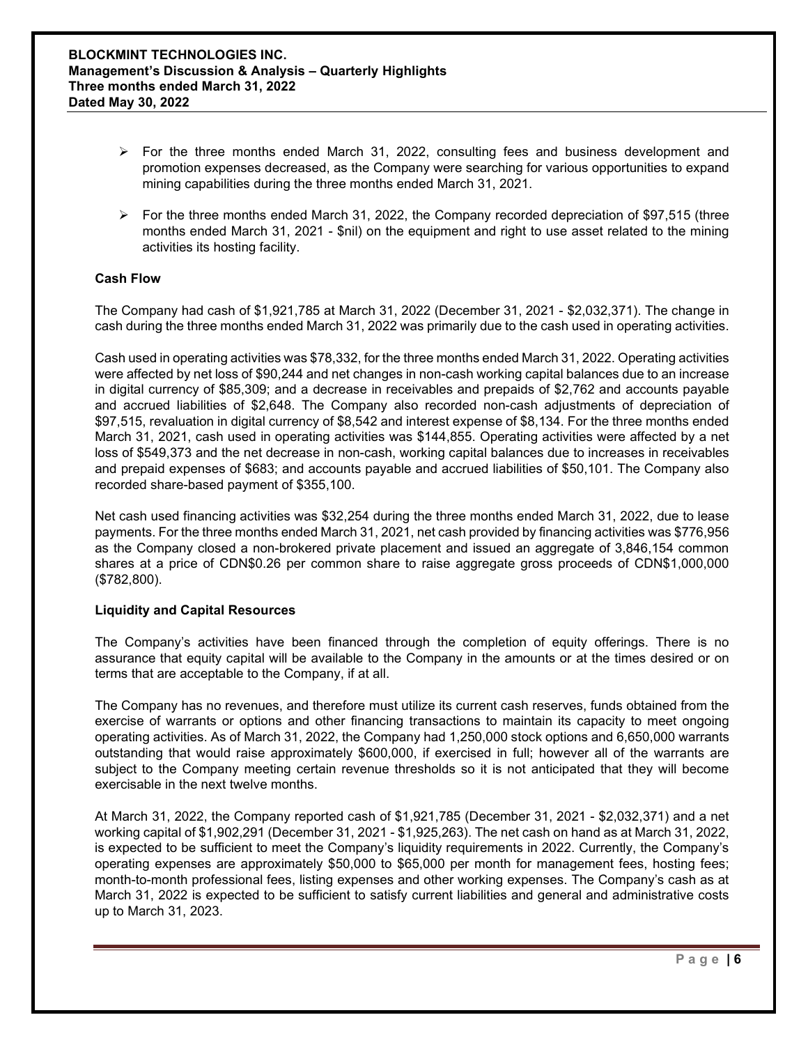- For the three months ended March 31, 2022, consulting fees and business development and promotion expenses decreased, as the Company were searching for various opportunities to expand mining capabilities during the three months ended March 31, 2021.
- For the three months ended March 31, 2022, the Company recorded depreciation of $97,515 (three months ended March 31, 2021 - $nil) on the equipment and right to use asset related to the mining activities its hosting facility.

**Cash Flow**

The Company had cash of $1,921,785 at March 31, 2022 (December 31, 2021 - $2,032,371). The change in cash during the three months ended March 31, 2022 was primarily due to the cash used in operating activities.

Cash used in operating activities was $78,332, for the three months ended March 31, 2022. Operating activities were affected by net loss of $90,244 and net changes in non-cash working capital balances due to an increase in digital currency of $85,309; and a decrease in receivables and prepaids of $2,762 and accounts payable and accrued liabilities of $2,648. The Company also recorded non-cash adjustments of depreciation of $97,515, revaluation in digital currency of $8,542 and interest expense of $8,134. For the three months ended March 31, 2021, cash used in operating activities was $144,855. Operating activities were affected by a net loss of $549,373 and the net decrease in non-cash, working capital balances due to increases in receivables and prepaid expenses of $683; and accounts payable and accrued liabilities of $50,101. The Company also recorded share-based payment of $355,100.

Net cash used financing activities was $32,254 during the three months ended March 31, 2022, due to lease payments. For the three months ended March 31, 2021, net cash provided by financing activities was $776,956 as the Company closed a non-brokered private placement and issued an aggregate of 3,846,154 common shares at a price of CDN$0.26 per common share to raise aggregate gross proceeds of CDN$1,000,000 ($782,800).

**Liquidity and Capital Resources**

The Company's activities have been financed through the completion of equity offerings. There is no assurance that equity capital will be available to the Company in the amounts or at the times desired or on terms that are acceptable to the Company, if at all.

The Company has no revenues, and therefore must utilize its current cash reserves, funds obtained from the exercise of warrants or options and other financing transactions to maintain its capacity to meet ongoing operating activities. As of March 31, 2022, the Company had 1,250,000 stock options and 6,650,000 warrants outstanding that would raise approximately $600,000, if exercised in full; however all of the warrants are subject to the Company meeting certain revenue thresholds so it is not anticipated that they will become exercisable in the next twelve months.

At March 31, 2022, the Company reported cash of $1,921,785 (December 31, 2021 - $2,032,371) and a net working capital of $1,902,291 (December 31, 2021 - $1,925,263). The net cash on hand as at March 31, 2022, is expected to be sufficient to meet the Company's liquidity requirements in 2022. Currently, the Company's operating expenses are approximately $50,000 to $65,000 per month for management fees, hosting fees; month-to-month professional fees, listing expenses and other working expenses. The Company's cash as at March 31, 2022 is expected to be sufficient to satisfy current liabilities and general and administrative costs up to March 31, 2023.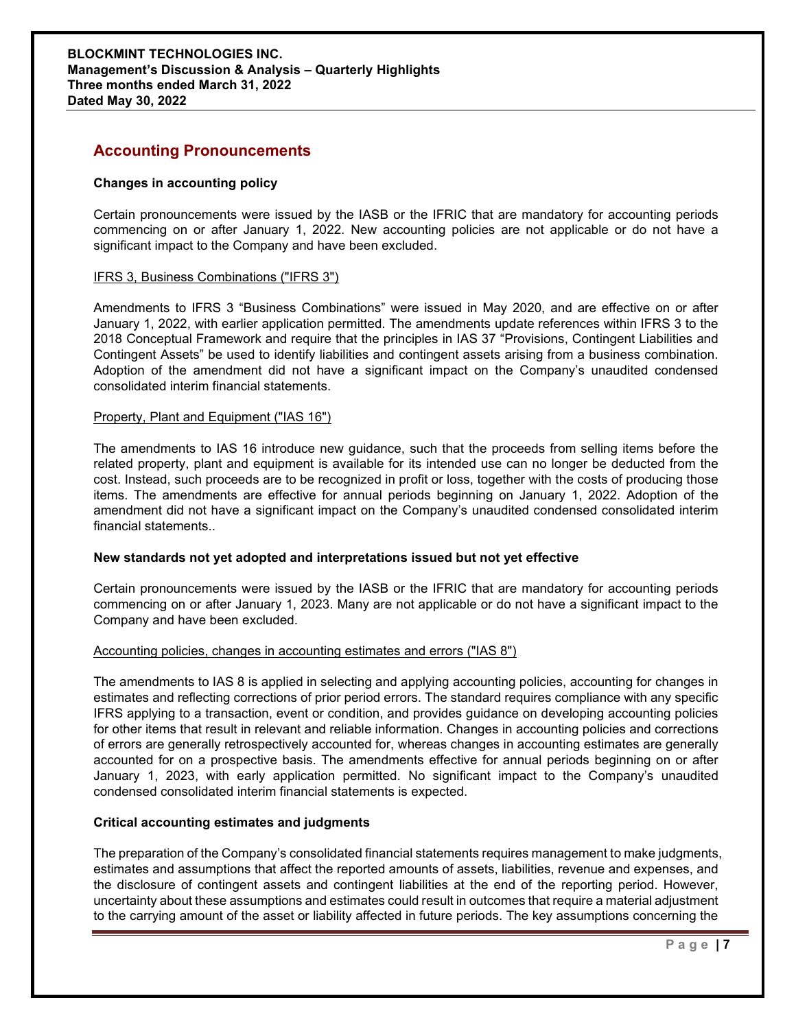## Accounting Pronouncements

**Changes in accounting policy**

Certain pronouncements were issued by the IASB or the IFRIC that are mandatory for accounting periods commencing on or after January 1, 2022. New accounting policies are not applicable or do not have a significant impact to the Company and have been excluded.

IFRS 3, Business Combinations ("IFRS 3")

Amendments to IFRS 3 "Business Combinations" were issued in May 2020, and are effective on or after January 1, 2022, with earlier application permitted. The amendments update references within IFRS 3 to the 2018 Conceptual Framework and require that the principles in IAS 37 "Provisions, Contingent Liabilities and Contingent Assets" be used to identify liabilities and contingent assets arising from a business combination. Adoption of the amendment did not have a significant impact on the Company's unaudited condensed consolidated interim financial statements.

Property, Plant and Equipment ("IAS 16")

The amendments to IAS 16 introduce new guidance, such that the proceeds from selling items before the related property, plant and equipment is available for its intended use can no longer be deducted from the cost. Instead, such proceeds are to be recognized in profit or loss, together with the costs of producing those items. The amendments are effective for annual periods beginning on January 1, 2022. Adoption of the amendment did not have a significant impact on the Company's unaudited condensed consolidated interim financial statements..

**New standards not yet adopted and interpretations issued but not yet effective**

Certain pronouncements were issued by the IASB or the IFRIC that are mandatory for accounting periods commencing on or after January 1, 2023. Many are not applicable or do not have a significant impact to the Company and have been excluded.

Accounting policies, changes in accounting estimates and errors ("IAS 8")

The amendments to IAS 8 is applied in selecting and applying accounting policies, accounting for changes in estimates and reflecting corrections of prior period errors. The standard requires compliance with any specific IFRS applying to a transaction, event or condition, and provides guidance on developing accounting policies for other items that result in relevant and reliable information. Changes in accounting policies and corrections of errors are generally retrospectively accounted for, whereas changes in accounting estimates are generally accounted for on a prospective basis. The amendments effective for annual periods beginning on or after January 1, 2023, with early application permitted. No significant impact to the Company's unaudited condensed consolidated interim financial statements is expected.

**Critical accounting estimates and judgments**

The preparation of the Company's consolidated financial statements requires management to make judgments, estimates and assumptions that affect the reported amounts of assets, liabilities, revenue and expenses, and the disclosure of contingent assets and contingent liabilities at the end of the reporting period. However, uncertainty about these assumptions and estimates could result in outcomes that require a material adjustment to the carrying amount of the asset or liability affected in future periods. The key assumptions concerning the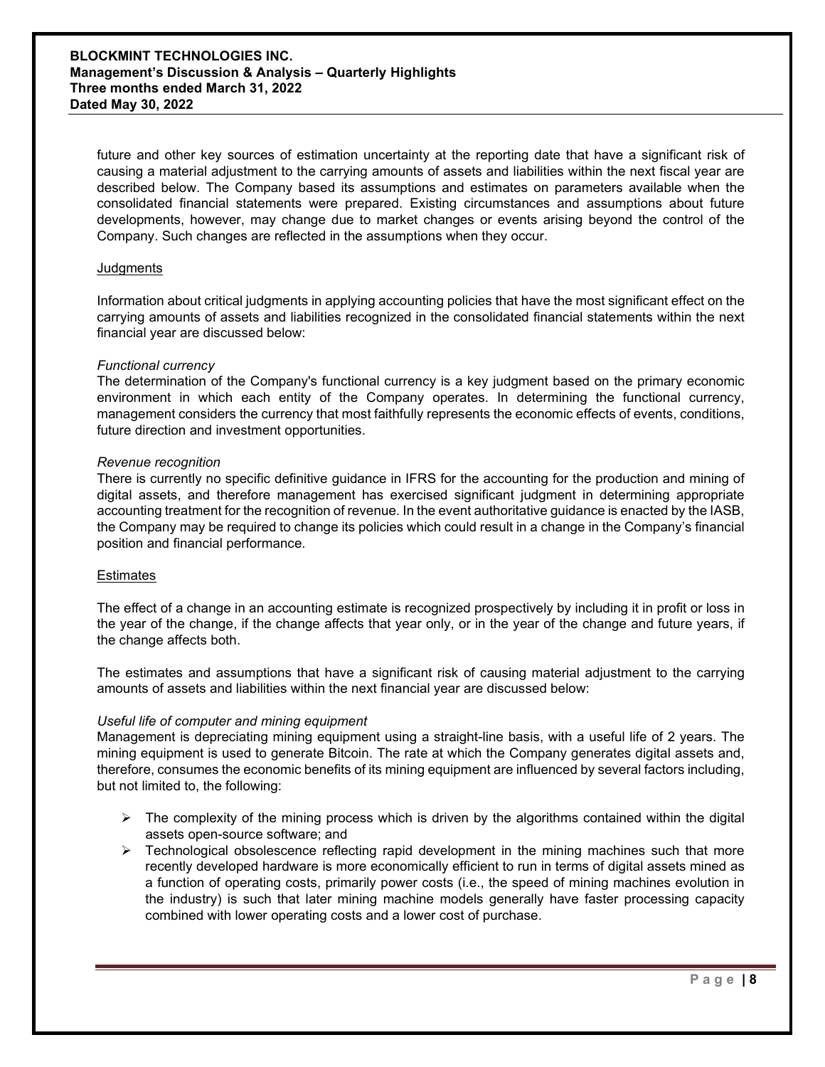future and other key sources of estimation uncertainty at the reporting date that have a significant risk of causing a material adjustment to the carrying amounts of assets and liabilities within the next fiscal year are described below. The Company based its assumptions and estimates on parameters available when the consolidated financial statements were prepared. Existing circumstances and assumptions about future developments, however, may change due to market changes or events arising beyond the control of the Company. Such changes are reflected in the assumptions when they occur.

## Judgments

Information about critical judgments in applying accounting policies that have the most significant effect on the carrying amounts of assets and liabilities recognized in the consolidated financial statements within the next financial year are discussed below:

*Functional currency*
The determination of the Company's functional currency is a key judgment based on the primary economic environment in which each entity of the Company operates. In determining the functional currency, management considers the currency that most faithfully represents the economic effects of events, conditions, future direction and investment opportunities.

*Revenue recognition*
There is currently no specific definitive guidance in IFRS for the accounting for the production and mining of digital assets, and therefore management has exercised significant judgment in determining appropriate accounting treatment for the recognition of revenue. In the event authoritative guidance is enacted by the IASB, the Company may be required to change its policies which could result in a change in the Company's financial position and financial performance.

## Estimates

The effect of a change in an accounting estimate is recognized prospectively by including it in profit or loss in the year of the change, if the change affects that year only, or in the year of the change and future years, if the change affects both.

The estimates and assumptions that have a significant risk of causing material adjustment to the carrying amounts of assets and liabilities within the next financial year are discussed below:

*Useful life of computer and mining equipment*
Management is depreciating mining equipment using a straight-line basis, with a useful life of 2 years. The mining equipment is used to generate Bitcoin. The rate at which the Company generates digital assets and, therefore, consumes the economic benefits of its mining equipment are influenced by several factors including, but not limited to, the following:

- The complexity of the mining process which is driven by the algorithms contained within the digital assets open-source software; and
- Technological obsolescence reflecting rapid development in the mining machines such that more recently developed hardware is more economically efficient to run in terms of digital assets mined as a function of operating costs, primarily power costs (i.e., the speed of mining machines evolution in the industry) is such that later mining machine models generally have faster processing capacity combined with lower operating costs and a lower cost of purchase.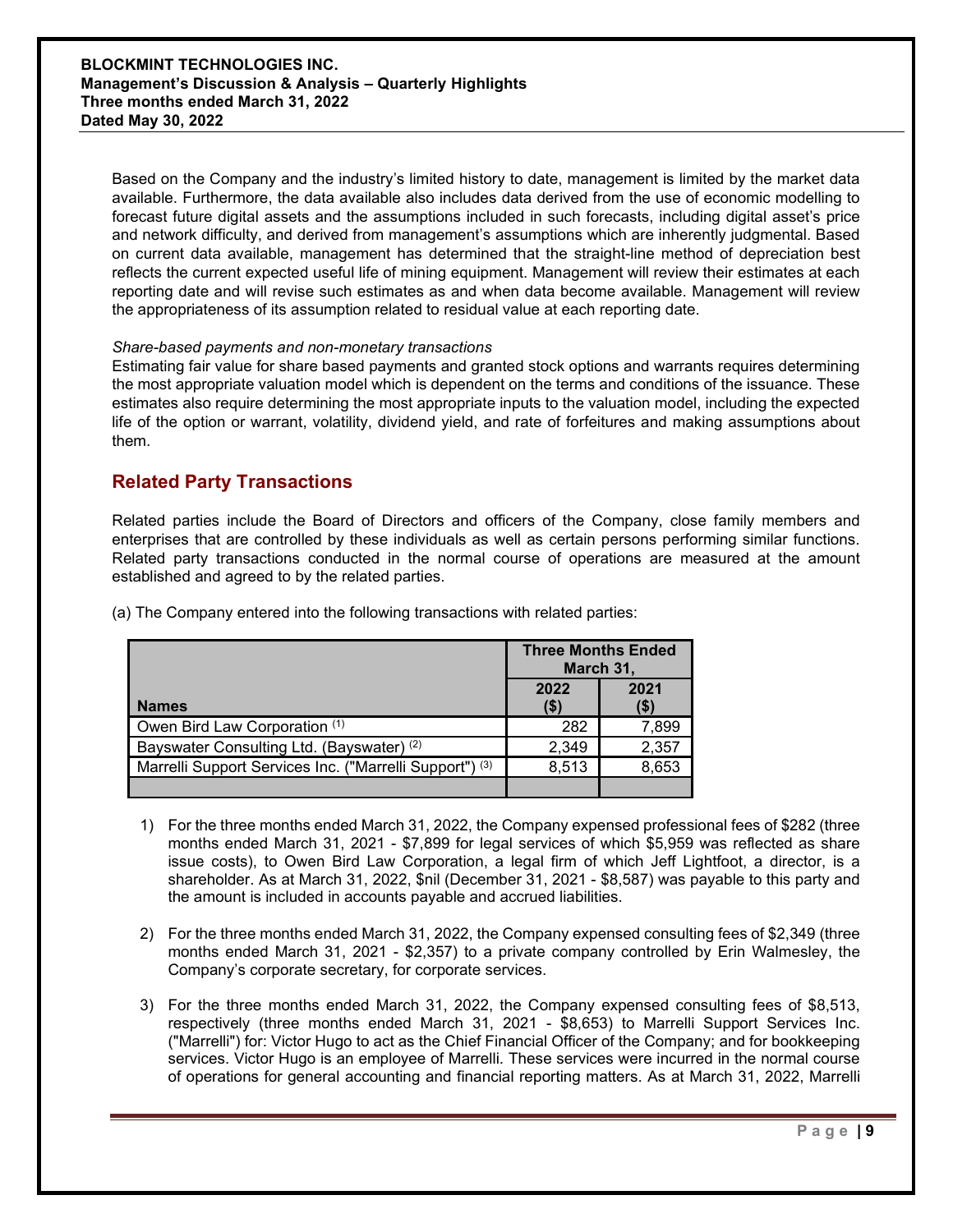Based on the Company and the industry's limited history to date, management is limited by the market data available. Furthermore, the data available also includes data derived from the use of economic modelling to forecast future digital assets and the assumptions included in such forecasts, including digital asset's price and network difficulty, and derived from management's assumptions which are inherently judgmental. Based on current data available, management has determined that the straight-line method of depreciation best reflects the current expected useful life of mining equipment. Management will review their estimates at each reporting date and will revise such estimates as and when data become available. Management will review the appropriateness of its assumption related to residual value at each reporting date.

*Share-based payments and non-monetary transactions*

Estimating fair value for share based payments and granted stock options and warrants requires determining the most appropriate valuation model which is dependent on the terms and conditions of the issuance. These estimates also require determining the most appropriate inputs to the valuation model, including the expected life of the option or warrant, volatility, dividend yield, and rate of forfeitures and making assumptions about them.

## Related Party Transactions

Related parties include the Board of Directors and officers of the Company, close family members and enterprises that are controlled by these individuals as well as certain persons performing similar functions. Related party transactions conducted in the normal course of operations are measured at the amount established and agreed to by the related parties.

(a) The Company entered into the following transactions with related parties:

| | Three Months Ended March 31, | |
|---|---|---|
| **Names** | **2022 ($)** | **2021 ($)** |
| Owen Bird Law Corporation (1) | 282 | 7,899 |
| Bayswater Consulting Ltd. (Bayswater) (2) | 2,349 | 2,357 |
| Marrelli Support Services Inc. ("Marrelli Support") (3) | 8,513 | 8,653 |
| | | |

1) For the three months ended March 31, 2022, the Company expensed professional fees of $282 (three months ended March 31, 2021 - $7,899 for legal services of which $5,959 was reflected as share issue costs), to Owen Bird Law Corporation, a legal firm of which Jeff Lightfoot, a director, is a shareholder. As at March 31, 2022, $nil (December 31, 2021 - $8,587) was payable to this party and the amount is included in accounts payable and accrued liabilities.

2) For the three months ended March 31, 2022, the Company expensed consulting fees of $2,349 (three months ended March 31, 2021 - $2,357) to a private company controlled by Erin Walmesley, the Company's corporate secretary, for corporate services.

3) For the three months ended March 31, 2022, the Company expensed consulting fees of $8,513, respectively (three months ended March 31, 2021 - $8,653) to Marrelli Support Services Inc. ("Marrelli") for: Victor Hugo to act as the Chief Financial Officer of the Company; and for bookkeeping services. Victor Hugo is an employee of Marrelli. These services were incurred in the normal course of operations for general accounting and financial reporting matters. As at March 31, 2022, Marrelli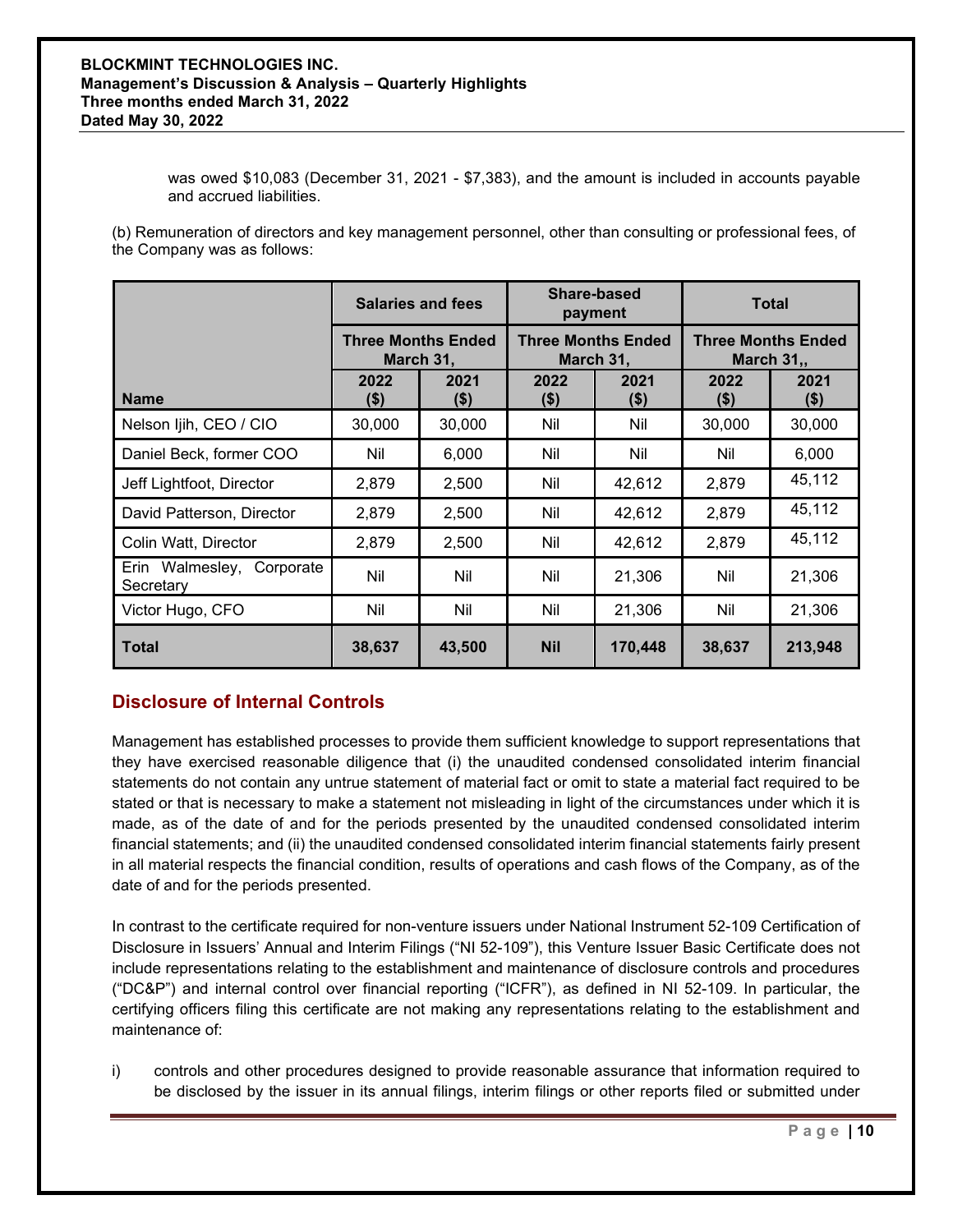was owed $10,083 (December 31, 2021 - $7,383), and the amount is included in accounts payable and accrued liabilities.

(b) Remuneration of directors and key management personnel, other than consulting or professional fees, of the Company was as follows:

| | Salaries and fees | | Share-based payment | | Total | |
|---|---|---|---|---|---|---|
| | Three Months Ended March 31, | | Three Months Ended March 31, | | Three Months Ended March 31,, | |
| **Name** | **2022 ($)** | **2021 ($)** | **2022 ($)** | **2021 ($)** | **2022 ($)** | **2021 ($)** |
| Nelson Ijih, CEO / CIO | 30,000 | 30,000 | Nil | Nil | 30,000 | 30,000 |
| Daniel Beck, former COO | Nil | 6,000 | Nil | Nil | Nil | 6,000 |
| Jeff Lightfoot, Director | 2,879 | 2,500 | Nil | 42,612 | 2,879 | 45,112 |
| David Patterson, Director | 2,879 | 2,500 | Nil | 42,612 | 2,879 | 45,112 |
| Colin Watt, Director | 2,879 | 2,500 | Nil | 42,612 | 2,879 | 45,112 |
| Erin Walmesley, Corporate Secretary | Nil | Nil | Nil | 21,306 | Nil | 21,306 |
| Victor Hugo, CFO | Nil | Nil | Nil | 21,306 | Nil | 21,306 |
| **Total** | **38,637** | **43,500** | **Nil** | **170,448** | **38,637** | **213,948** |

## Disclosure of Internal Controls

Management has established processes to provide them sufficient knowledge to support representations that they have exercised reasonable diligence that (i) the unaudited condensed consolidated interim financial statements do not contain any untrue statement of material fact or omit to state a material fact required to be stated or that is necessary to make a statement not misleading in light of the circumstances under which it is made, as of the date of and for the periods presented by the unaudited condensed consolidated interim financial statements; and (ii) the unaudited condensed consolidated interim financial statements fairly present in all material respects the financial condition, results of operations and cash flows of the Company, as of the date of and for the periods presented.

In contrast to the certificate required for non-venture issuers under National Instrument 52-109 Certification of Disclosure in Issuers' Annual and Interim Filings ("NI 52-109"), this Venture Issuer Basic Certificate does not include representations relating to the establishment and maintenance of disclosure controls and procedures ("DC&P") and internal control over financial reporting ("ICFR"), as defined in NI 52-109. In particular, the certifying officers filing this certificate are not making any representations relating to the establishment and maintenance of:

i) controls and other procedures designed to provide reasonable assurance that information required to be disclosed by the issuer in its annual filings, interim filings or other reports filed or submitted under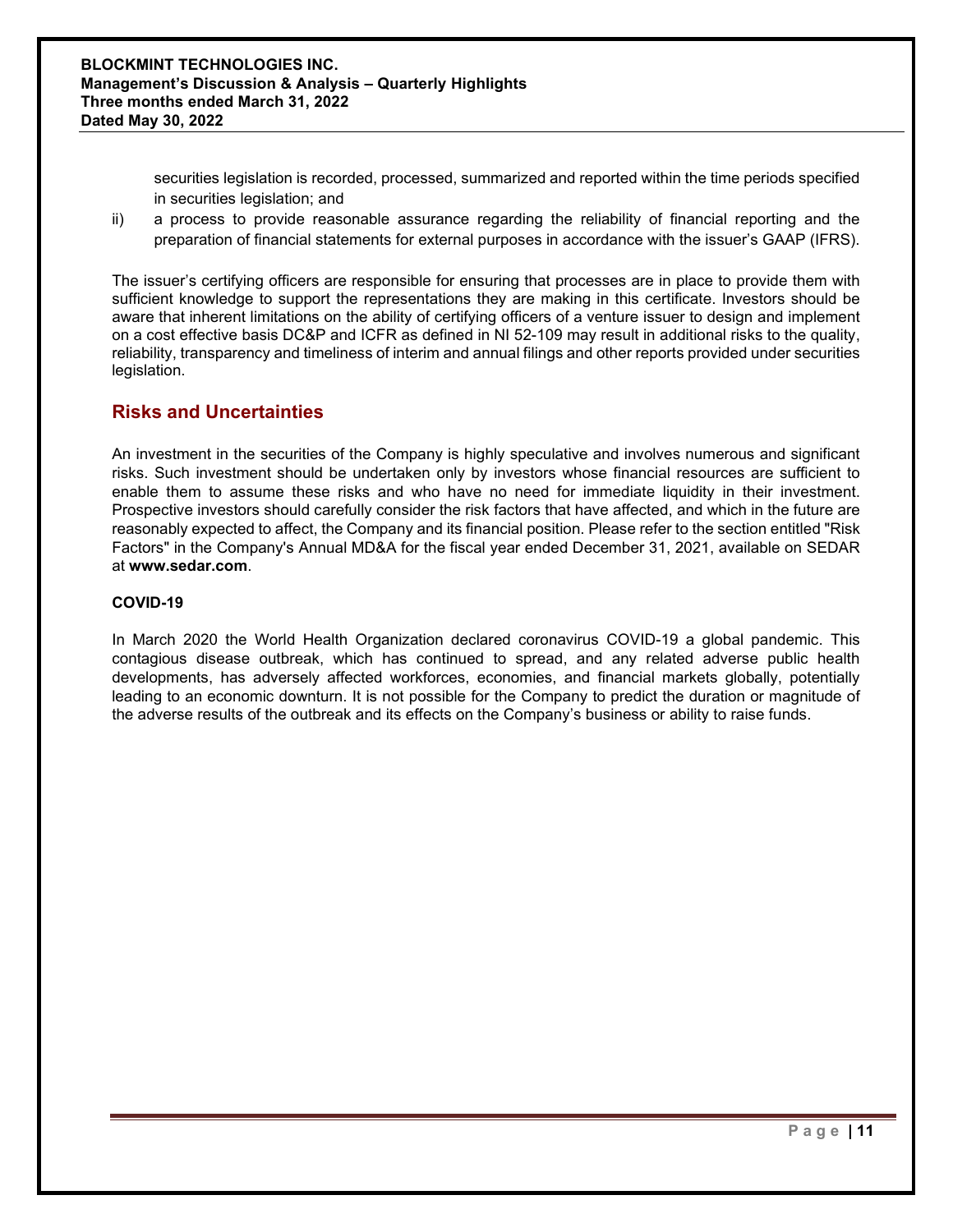securities legislation is recorded, processed, summarized and reported within the time periods specified in securities legislation; and

ii) a process to provide reasonable assurance regarding the reliability of financial reporting and the preparation of financial statements for external purposes in accordance with the issuer's GAAP (IFRS).

The issuer's certifying officers are responsible for ensuring that processes are in place to provide them with sufficient knowledge to support the representations they are making in this certificate. Investors should be aware that inherent limitations on the ability of certifying officers of a venture issuer to design and implement on a cost effective basis DC&P and ICFR as defined in NI 52-109 may result in additional risks to the quality, reliability, transparency and timeliness of interim and annual filings and other reports provided under securities legislation.

## Risks and Uncertainties

An investment in the securities of the Company is highly speculative and involves numerous and significant risks. Such investment should be undertaken only by investors whose financial resources are sufficient to enable them to assume these risks and who have no need for immediate liquidity in their investment. Prospective investors should carefully consider the risk factors that have affected, and which in the future are reasonably expected to affect, the Company and its financial position. Please refer to the section entitled "Risk Factors" in the Company's Annual MD&A for the fiscal year ended December 31, 2021, available on SEDAR at **www.sedar.com**.

### COVID-19

In March 2020 the World Health Organization declared coronavirus COVID-19 a global pandemic. This contagious disease outbreak, which has continued to spread, and any related adverse public health developments, has adversely affected workforces, economies, and financial markets globally, potentially leading to an economic downturn. It is not possible for the Company to predict the duration or magnitude of the adverse results of the outbreak and its effects on the Company's business or ability to raise funds.